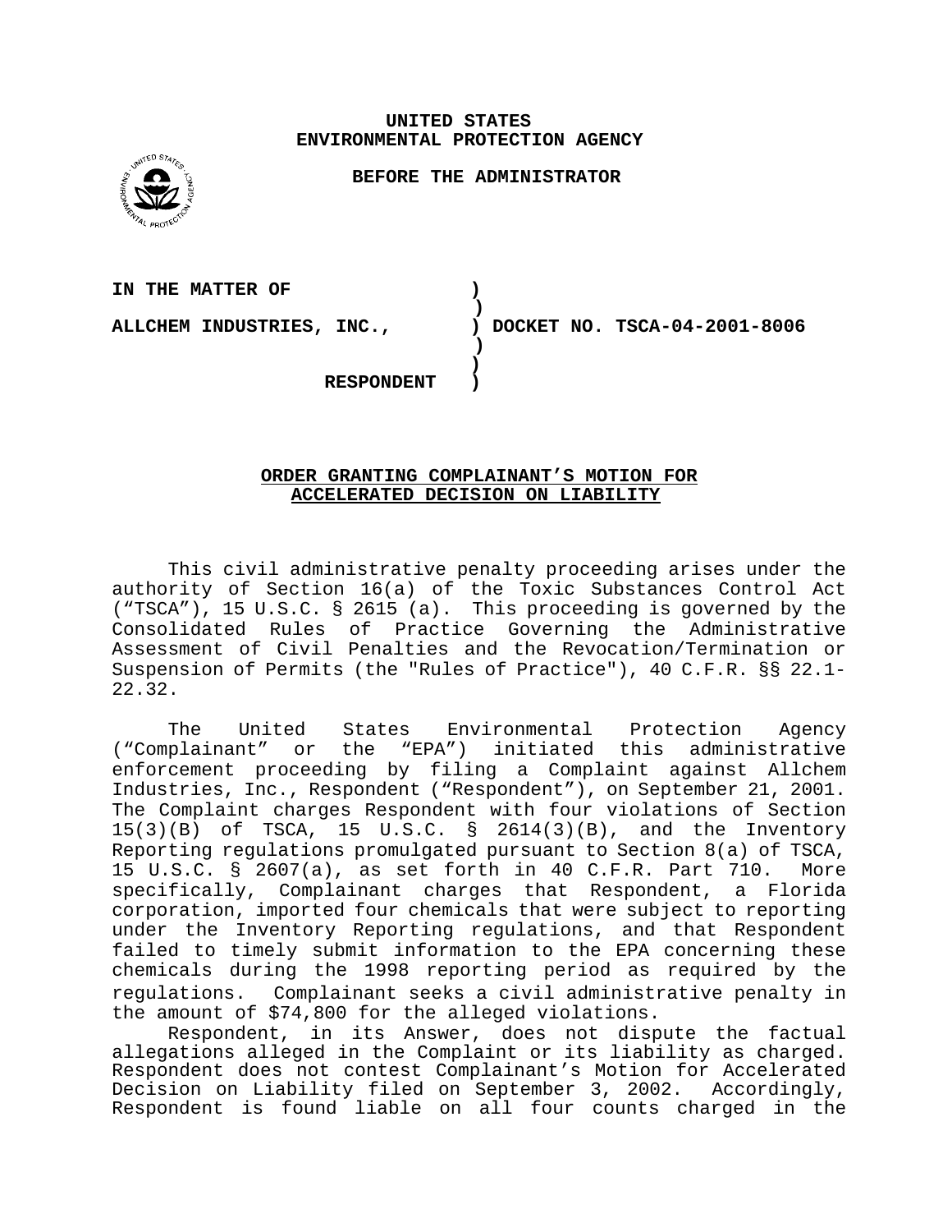**UNITED STATES**
**ENVIRONMENTAL PROTECTION AGENCY**

**BEFORE THE ADMINISTRATOR**

| | | |
|---|---|---|
| **IN THE MATTER OF** | **)** | |
| | **)** | |
| **ALLCHEM INDUSTRIES, INC.,** | **)** | **DOCKET NO. TSCA-04-2001-8006** |
| | **)** | |
| | **)** | |
| **RESPONDENT** | **)** | |

## ORDER GRANTING COMPLAINANT'S MOTION FOR ACCELERATED DECISION ON LIABILITY

This civil administrative penalty proceeding arises under the authority of Section 16(a) of the Toxic Substances Control Act ("TSCA"), 15 U.S.C. § 2615 (a). This proceeding is governed by the Consolidated Rules of Practice Governing the Administrative Assessment of Civil Penalties and the Revocation/Termination or Suspension of Permits (the "Rules of Practice"), 40 C.F.R. §§ 22.1-22.32.

The United States Environmental Protection Agency ("Complainant" or the "EPA") initiated this administrative enforcement proceeding by filing a Complaint against Allchem Industries, Inc., Respondent ("Respondent"), on September 21, 2001. The Complaint charges Respondent with four violations of Section 15(3)(B) of TSCA, 15 U.S.C. § 2614(3)(B), and the Inventory Reporting regulations promulgated pursuant to Section 8(a) of TSCA, 15 U.S.C. § 2607(a), as set forth in 40 C.F.R. Part 710. More specifically, Complainant charges that Respondent, a Florida corporation, imported four chemicals that were subject to reporting under the Inventory Reporting regulations, and that Respondent failed to timely submit information to the EPA concerning these chemicals during the 1998 reporting period as required by the regulations. Complainant seeks a civil administrative penalty in the amount of $74,800 for the alleged violations.

Respondent, in its Answer, does not dispute the factual allegations alleged in the Complaint or its liability as charged. Respondent does not contest Complainant's Motion for Accelerated Decision on Liability filed on September 3, 2002. Accordingly, Respondent is found liable on all four counts charged in the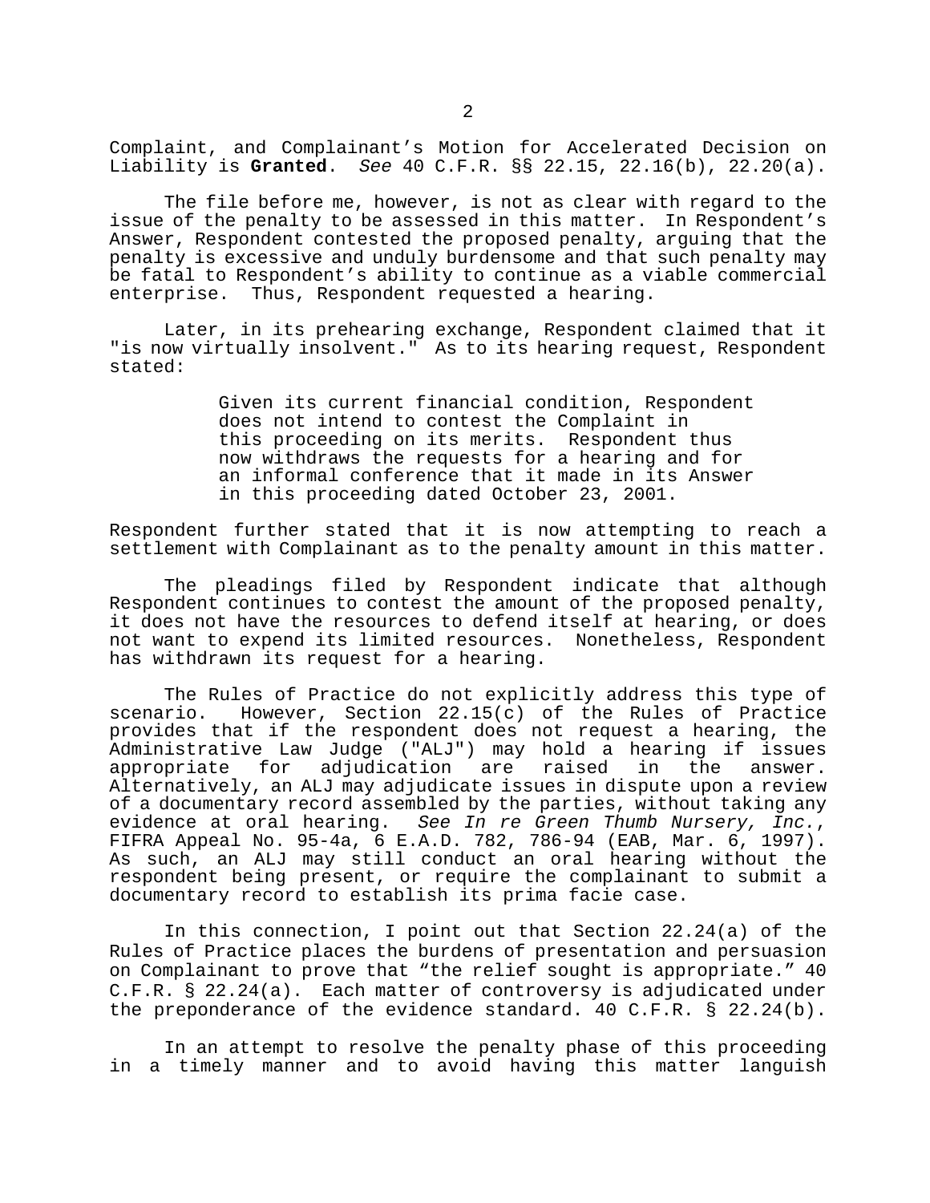Complaint, and Complainant's Motion for Accelerated Decision on Liability is **Granted**. *See* 40 C.F.R. §§ 22.15, 22.16(b), 22.20(a).

The file before me, however, is not as clear with regard to the issue of the penalty to be assessed in this matter. In Respondent's Answer, Respondent contested the proposed penalty, arguing that the penalty is excessive and unduly burdensome and that such penalty may be fatal to Respondent's ability to continue as a viable commercial enterprise. Thus, Respondent requested a hearing.

Later, in its prehearing exchange, Respondent claimed that it "is now virtually insolvent." As to its hearing request, Respondent stated:

> Given its current financial condition, Respondent does not intend to contest the Complaint in this proceeding on its merits. Respondent thus now withdraws the requests for a hearing and for an informal conference that it made in its Answer in this proceeding dated October 23, 2001.

Respondent further stated that it is now attempting to reach a settlement with Complainant as to the penalty amount in this matter.

The pleadings filed by Respondent indicate that although Respondent continues to contest the amount of the proposed penalty, it does not have the resources to defend itself at hearing, or does not want to expend its limited resources. Nonetheless, Respondent has withdrawn its request for a hearing.

The Rules of Practice do not explicitly address this type of scenario. However, Section 22.15(c) of the Rules of Practice provides that if the respondent does not request a hearing, the Administrative Law Judge ("ALJ") may hold a hearing if issues appropriate for adjudication are raised in the answer. Alternatively, an ALJ may adjudicate issues in dispute upon a review of a documentary record assembled by the parties, without taking any evidence at oral hearing. *See In re Green Thumb Nursery, Inc.*, FIFRA Appeal No. 95-4a, 6 E.A.D. 782, 786-94 (EAB, Mar. 6, 1997). As such, an ALJ may still conduct an oral hearing without the respondent being present, or require the complainant to submit a documentary record to establish its prima facie case.

In this connection, I point out that Section 22.24(a) of the Rules of Practice places the burdens of presentation and persuasion on Complainant to prove that "the relief sought is appropriate." 40 C.F.R. § 22.24(a). Each matter of controversy is adjudicated under the preponderance of the evidence standard. 40 C.F.R. § 22.24(b).

In an attempt to resolve the penalty phase of this proceeding in a timely manner and to avoid having this matter languish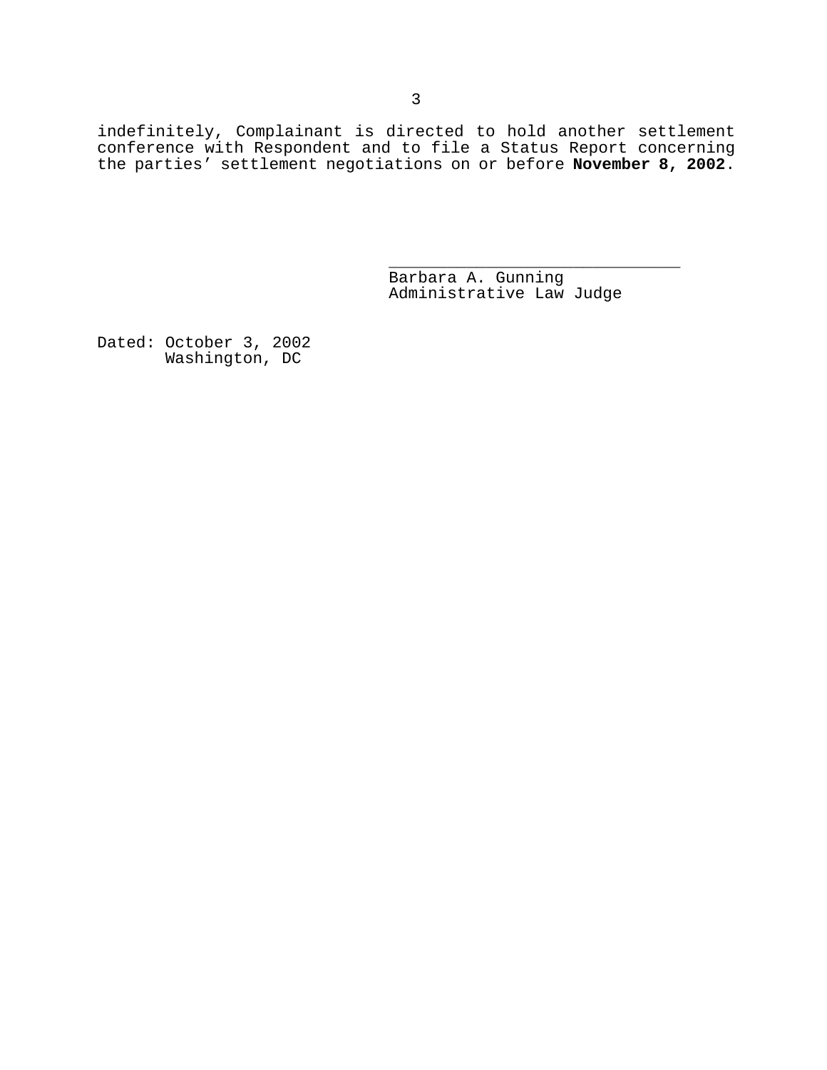indefinitely, Complainant is directed to hold another settlement conference with Respondent and to file a Status Report concerning the parties' settlement negotiations on or before **November 8, 2002**.

\_\_\_\_\_\_\_\_\_\_\_\_\_\_\_\_\_\_\_\_\_\_\_\_\_\_\_\_\_\_
Barbara A. Gunning
Administrative Law Judge

Dated: October 3, 2002
Washington, DC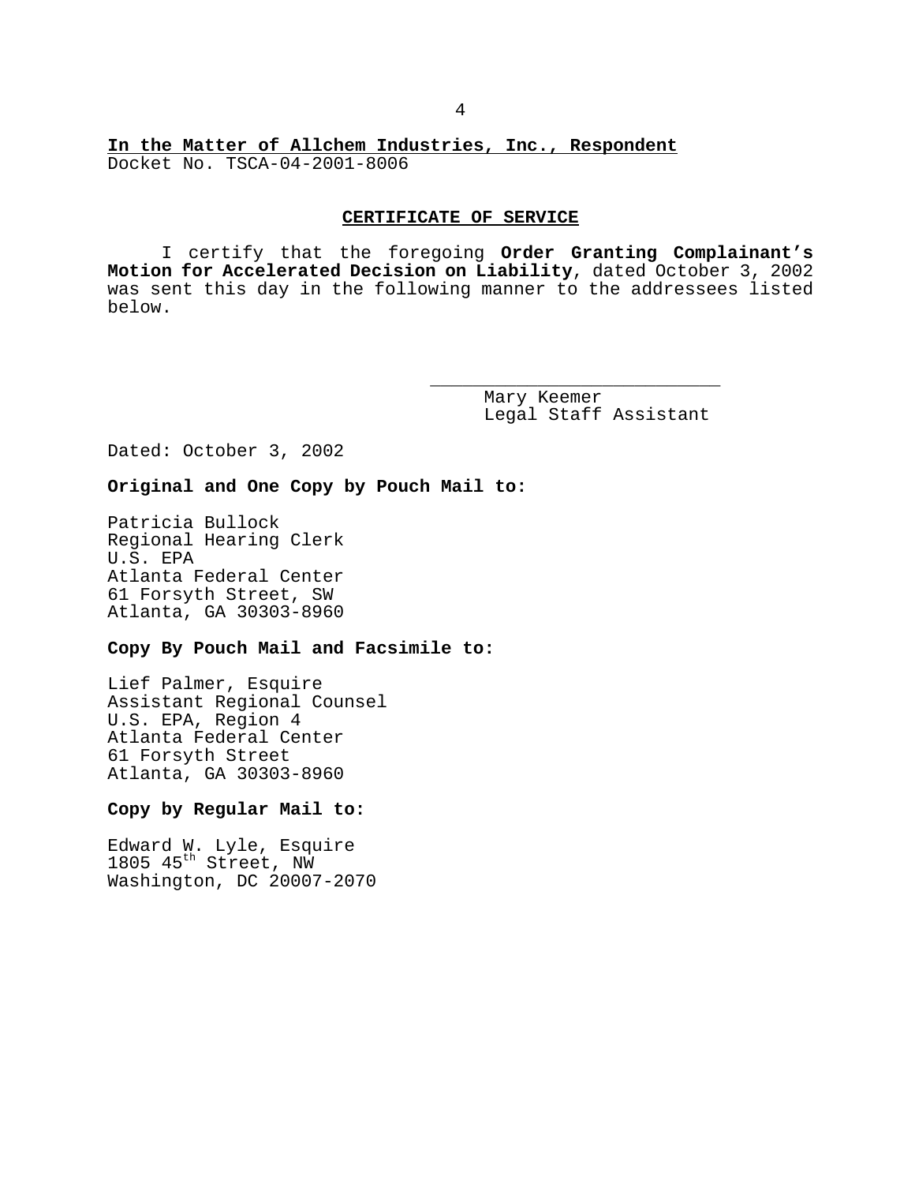**In the Matter of Allchem Industries, Inc., Respondent**
Docket No. TSCA-04-2001-8006

## CERTIFICATE OF SERVICE

I certify that the foregoing **Order Granting Complainant's Motion for Accelerated Decision on Liability**, dated October 3, 2002 was sent this day in the following manner to the addressees listed below.

\_\_\_\_\_\_\_\_\_\_\_\_\_\_\_\_\_\_\_\_\_\_\_\_\_\_\_
Mary Keemer
Legal Staff Assistant

Dated: October 3, 2002

**Original and One Copy by Pouch Mail to:**

Patricia Bullock
Regional Hearing Clerk
U.S. EPA
Atlanta Federal Center
61 Forsyth Street, SW
Atlanta, GA 30303-8960

**Copy By Pouch Mail and Facsimile to:**

Lief Palmer, Esquire
Assistant Regional Counsel
U.S. EPA, Region 4
Atlanta Federal Center
61 Forsyth Street
Atlanta, GA 30303-8960

**Copy by Regular Mail to:**

Edward W. Lyle, Esquire
1805 45th Street, NW
Washington, DC 20007-2070